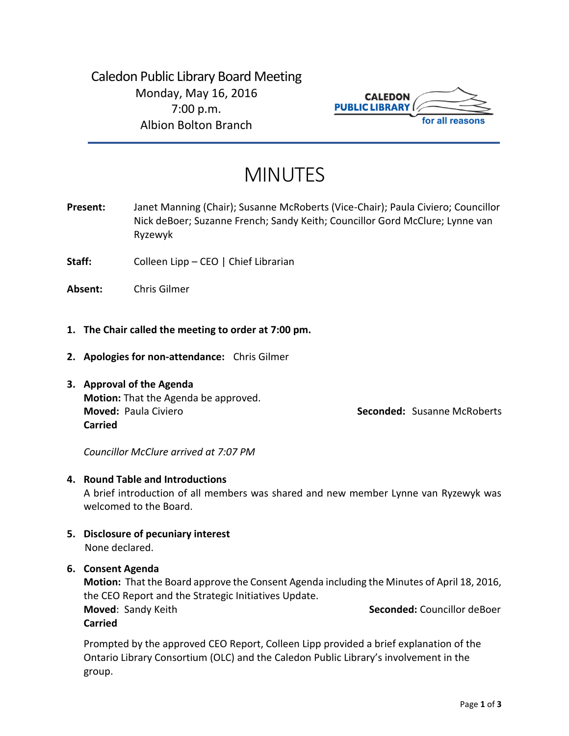Caledon Public Library Board Meeting
Monday, May 16, 2016
7:00 p.m.
Albion Bolton Branch

CALEDON PUBLIC LIBRARY for all reasons

# MINUTES

**Present:** Janet Manning (Chair); Susanne McRoberts (Vice-Chair); Paula Civiero; Councillor Nick deBoer; Suzanne French; Sandy Keith; Councillor Gord McClure; Lynne van Ryzewyk

**Staff:** Colleen Lipp – CEO | Chief Librarian

**Absent:** Chris Gilmer

1. **The Chair called the meeting to order at 7:00 pm.**

2. **Apologies for non-attendance:** Chris Gilmer

3. **Approval of the Agenda**
   **Motion:** That the Agenda be approved.
   **Moved:** Paula Civiero **Seconded:** Susanne McRoberts
   **Carried**

   *Councillor McClure arrived at 7:07 PM*

4. **Round Table and Introductions**
   A brief introduction of all members was shared and new member Lynne van Ryzewyk was welcomed to the Board.

5. **Disclosure of pecuniary interest**
   None declared.

6. **Consent Agenda**
   **Motion:** That the Board approve the Consent Agenda including the Minutes of April 18, 2016, the CEO Report and the Strategic Initiatives Update.
   **Moved**: Sandy Keith **Seconded:** Councillor deBoer
   **Carried**

   Prompted by the approved CEO Report, Colleen Lipp provided a brief explanation of the Ontario Library Consortium (OLC) and the Caledon Public Library's involvement in the group.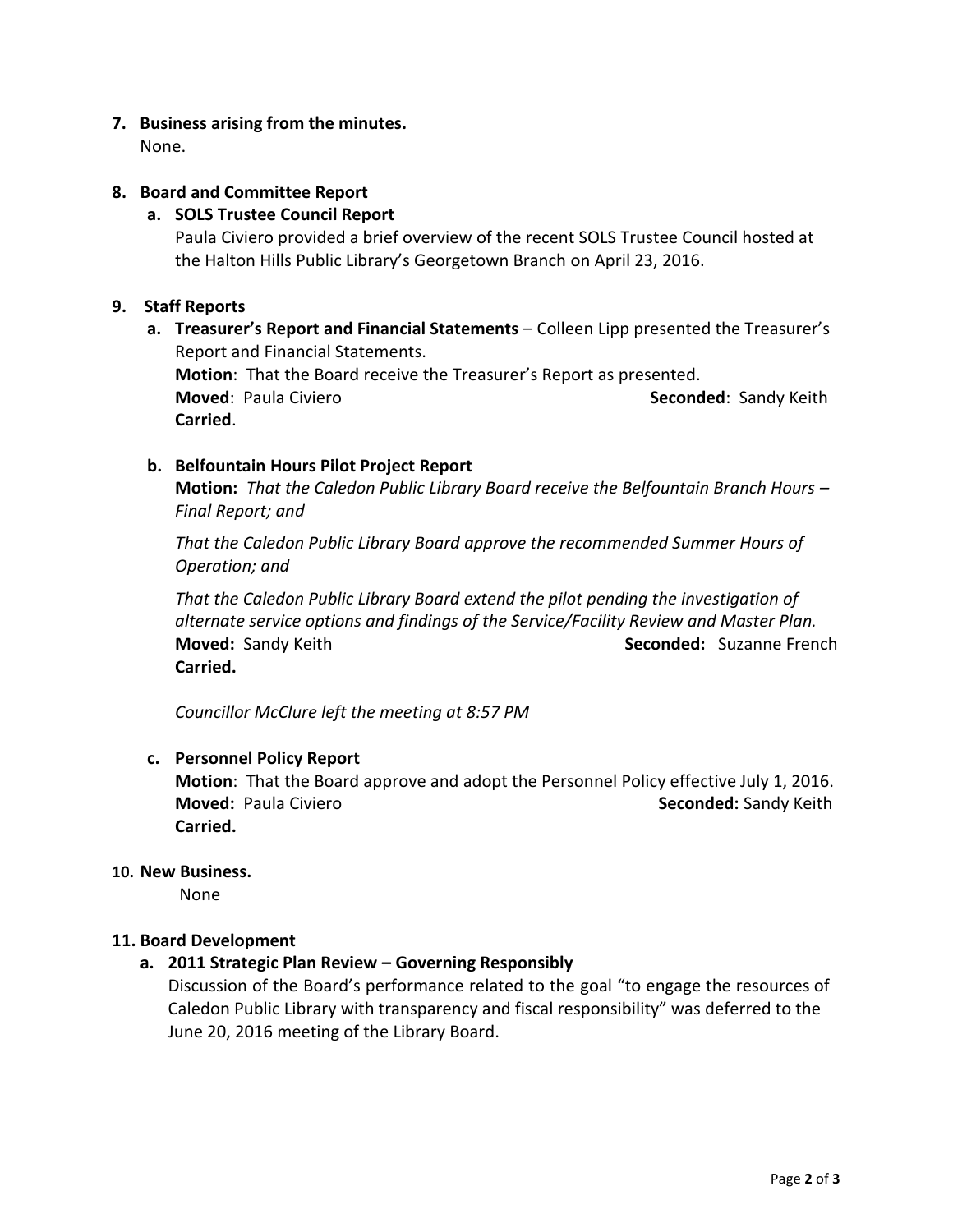**7. Business arising from the minutes.**

None.

**8. Board and Committee Report**

**a. SOLS Trustee Council Report**

Paula Civiero provided a brief overview of the recent SOLS Trustee Council hosted at the Halton Hills Public Library's Georgetown Branch on April 23, 2016.

**9. Staff Reports**

**a. Treasurer's Report and Financial Statements** – Colleen Lipp presented the Treasurer's Report and Financial Statements.

**Motion**: That the Board receive the Treasurer's Report as presented.

**Moved**: Paula Civiero **Seconded**: Sandy Keith

**Carried**.

**b. Belfountain Hours Pilot Project Report**

**Motion:** *That the Caledon Public Library Board receive the Belfountain Branch Hours – Final Report; and*

*That the Caledon Public Library Board approve the recommended Summer Hours of Operation; and*

*That the Caledon Public Library Board extend the pilot pending the investigation of alternate service options and findings of the Service/Facility Review and Master Plan.*

**Moved:** Sandy Keith **Seconded:** Suzanne French

**Carried.**

*Councillor McClure left the meeting at 8:57 PM*

**c. Personnel Policy Report**

**Motion**: That the Board approve and adopt the Personnel Policy effective July 1, 2016.

**Moved:** Paula Civiero **Seconded:** Sandy Keith

**Carried.**

**10. New Business.**

None

**11. Board Development**

**a. 2011 Strategic Plan Review – Governing Responsibly**

Discussion of the Board's performance related to the goal "to engage the resources of Caledon Public Library with transparency and fiscal responsibility" was deferred to the June 20, 2016 meeting of the Library Board.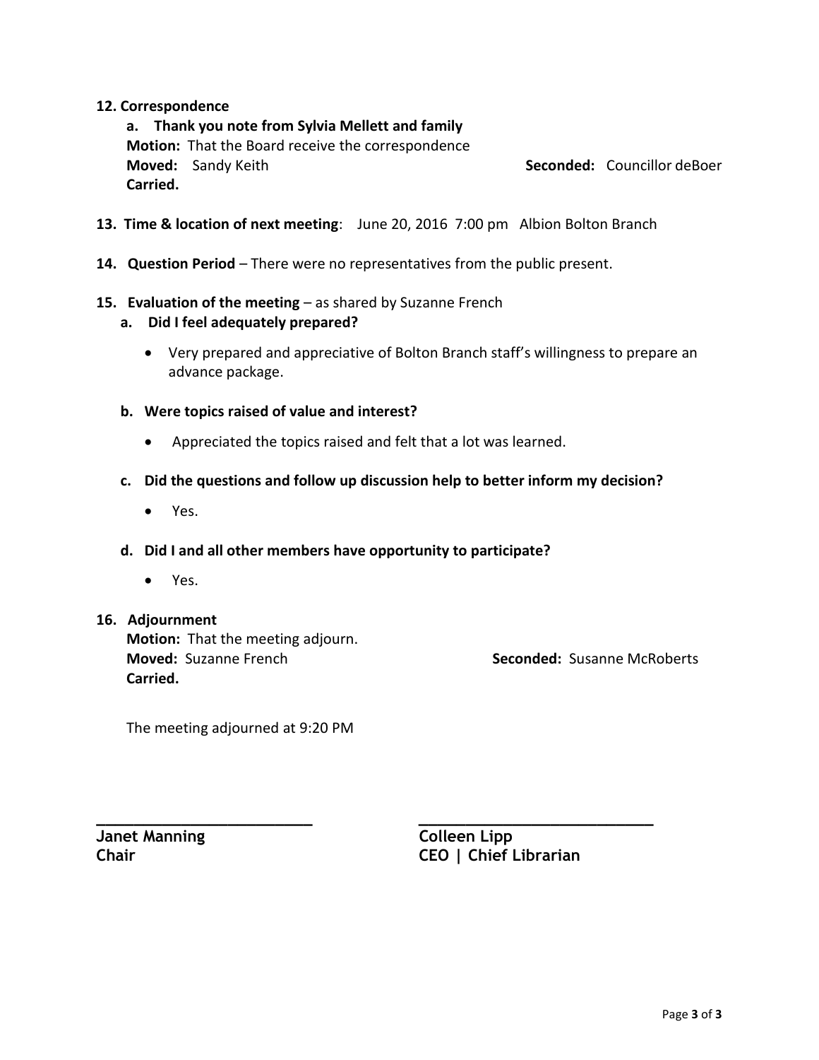**12. Correspondence**

**a. Thank you note from Sylvia Mellett and family**

**Motion:** That the Board receive the correspondence

**Moved:** Sandy Keith **Seconded:** Councillor deBoer

**Carried.**

**13. Time & location of next meeting**: June 20, 2016 7:00 pm Albion Bolton Branch

**14. Question Period** – There were no representatives from the public present.

**15. Evaluation of the meeting** – as shared by Suzanne French

**a. Did I feel adequately prepared?**

- Very prepared and appreciative of Bolton Branch staff's willingness to prepare an advance package.

**b. Were topics raised of value and interest?**

- Appreciated the topics raised and felt that a lot was learned.

**c. Did the questions and follow up discussion help to better inform my decision?**

- Yes.

**d. Did I and all other members have opportunity to participate?**

- Yes.

**16. Adjournment**

**Motion:** That the meeting adjourn.

**Moved:** Suzanne French **Seconded:** Susanne McRoberts

**Carried.**

The meeting adjourned at 9:20 PM

\_\_\_\_\_\_\_\_\_\_\_\_\_\_\_\_\_\_\_\_\_\_\_\_\_\_
**Janet Manning**
**Chair**

\_\_\_\_\_\_\_\_\_\_\_\_\_\_\_\_\_\_\_\_\_\_\_\_\_\_\_\_
**Colleen Lipp**
**CEO | Chief Librarian**